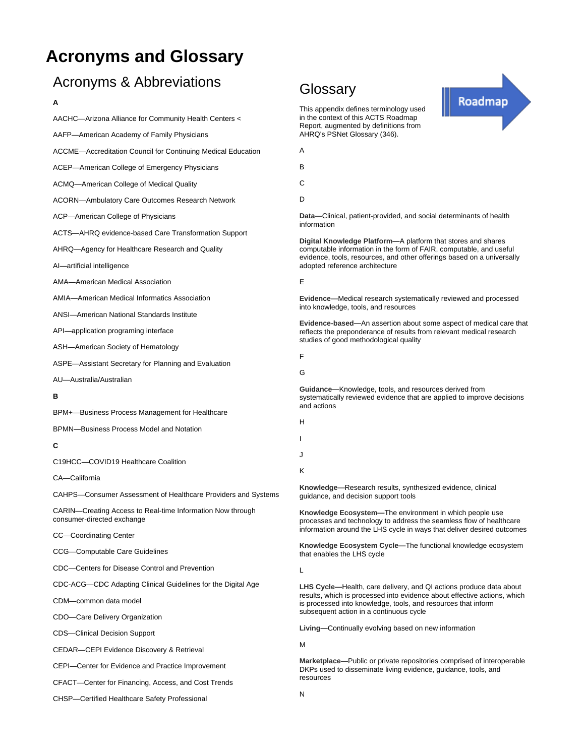# Acronyms and Glossary

## Acronyms & Abbreviations

**A**

AACHC—Arizona Alliance for Community Health Centers <

AAFP—American Academy of Family Physicians

ACCME—Accreditation Council for Continuing Medical Education

ACEP—American College of Emergency Physicians

ACMQ—American College of Medical Quality

ACORN—Ambulatory Care Outcomes Research Network

ACP—American College of Physicians

ACTS—AHRQ evidence-based Care Transformation Support

AHRQ—Agency for Healthcare Research and Quality

AI—artificial intelligence

AMA—American Medical Association

AMIA—American Medical Informatics Association

ANSI—American National Standards Institute

API—application programing interface

ASH—American Society of Hematology

ASPE—Assistant Secretary for Planning and Evaluation

AU—Australia/Australian

**B**

BPM+—Business Process Management for Healthcare

BPMN—Business Process Model and Notation

**C**

C19HCC—COVID19 Healthcare Coalition

CA—California

CAHPS—Consumer Assessment of Healthcare Providers and Systems

CARIN—Creating Access to Real-time Information Now through consumer-directed exchange

CC—Coordinating Center

CCG—Computable Care Guidelines

CDC—Centers for Disease Control and Prevention

CDC-ACG—CDC Adapting Clinical Guidelines for the Digital Age

CDM—common data model

CDO—Care Delivery Organization

CDS—Clinical Decision Support

CEDAR—CEPI Evidence Discovery & Retrieval

CEPI—Center for Evidence and Practice Improvement

CFACT—Center for Financing, Access, and Cost Trends

CHSP—Certified Healthcare Safety Professional

## Glossary

Roadmap

This appendix defines terminology used in the context of this ACTS Roadmap Report, augmented by definitions from AHRQ's PSNet Glossary (346).

A

B

C

D

**Data—**Clinical, patient-provided, and social determinants of health information

**Digital Knowledge Platform—**A platform that stores and shares computable information in the form of FAIR, computable, and useful evidence, tools, resources, and other offerings based on a universally adopted reference architecture

E

**Evidence—**Medical research systematically reviewed and processed into knowledge, tools, and resources

**Evidence-based—**An assertion about some aspect of medical care that reflects the preponderance of results from relevant medical research studies of good methodological quality

F

G

**Guidance—**Knowledge, tools, and resources derived from systematically reviewed evidence that are applied to improve decisions and actions

H

I

J

K

**Knowledge—**Research results, synthesized evidence, clinical guidance, and decision support tools

**Knowledge Ecosystem—**The environment in which people use processes and technology to address the seamless flow of healthcare information around the LHS cycle in ways that deliver desired outcomes

**Knowledge Ecosystem Cycle—**The functional knowledge ecosystem that enables the LHS cycle

L

**LHS Cycle—**Health, care delivery, and QI actions produce data about results, which is processed into evidence about effective actions, which is processed into knowledge, tools, and resources that inform subsequent action in a continuous cycle

**Living—**Continually evolving based on new information

M

**Marketplace—**Public or private repositories comprised of interoperable DKPs used to disseminate living evidence, guidance, tools, and resources

N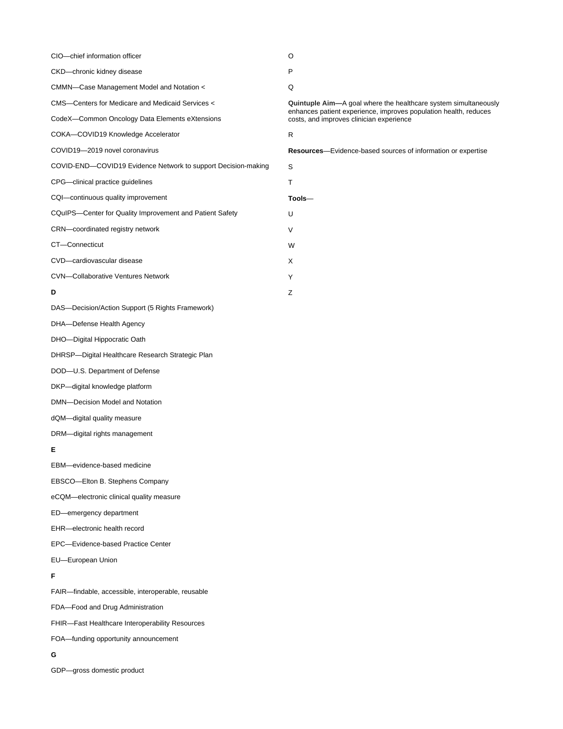CIO—chief information officer

CKD—chronic kidney disease

CMMN—Case Management Model and Notation <

CMS—Centers for Medicare and Medicaid Services <

CodeX—Common Oncology Data Elements eXtensions

COKA—COVID19 Knowledge Accelerator

COVID19—2019 novel coronavirus

COVID-END—COVID19 Evidence Network to support Decision-making

CPG—clinical practice guidelines

CQI—continuous quality improvement

CQuIPS—Center for Quality Improvement and Patient Safety

CRN—coordinated registry network

CT—Connecticut

CVD—cardiovascular disease

CVN—Collaborative Ventures Network

**D**

DAS—Decision/Action Support (5 Rights Framework)

DHA—Defense Health Agency

DHO—Digital Hippocratic Oath

DHRSP—Digital Healthcare Research Strategic Plan

DOD—U.S. Department of Defense

DKP—digital knowledge platform

DMN—Decision Model and Notation

dQM—digital quality measure

DRM—digital rights management

**E**

EBM—evidence-based medicine

EBSCO—Elton B. Stephens Company

eCQM—electronic clinical quality measure

ED—emergency department

EHR—electronic health record

EPC—Evidence-based Practice Center

EU—European Union

**F**

FAIR—findable, accessible, interoperable, reusable

FDA—Food and Drug Administration

FHIR—Fast Healthcare Interoperability Resources

FOA—funding opportunity announcement

**G**

GDP—gross domestic product

O

P

Q

**Quintuple Aim—**A goal where the healthcare system simultaneously enhances patient experience, improves population health, reduces costs, and improves clinician experience

R

**Resources**—Evidence-based sources of information or expertise

S

T

**Tools**—

U

V

W

X

Y

Z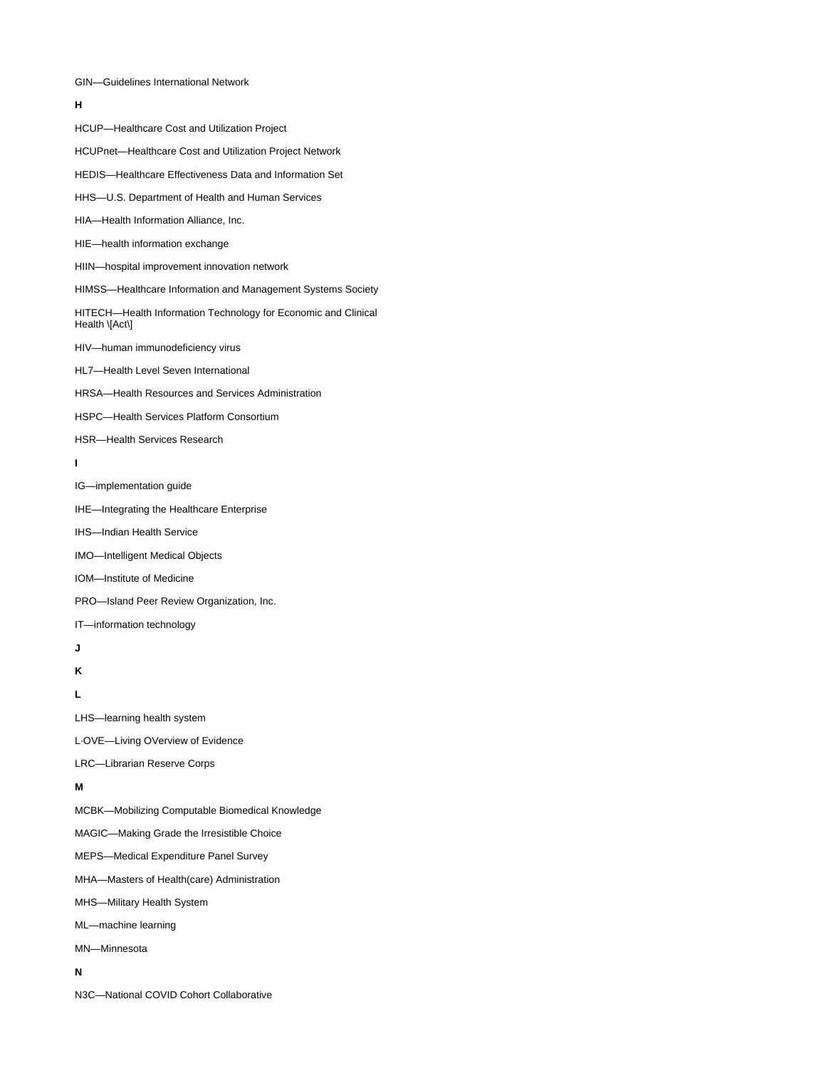GIN—Guidelines International Network

**H**

HCUP—Healthcare Cost and Utilization Project

HCUPnet—Healthcare Cost and Utilization Project Network

HEDIS—Healthcare Effectiveness Data and Information Set

HHS—U.S. Department of Health and Human Services

HIA—Health Information Alliance, Inc.

HIE—health information exchange

HIIN—hospital improvement innovation network

HIMSS—Healthcare Information and Management Systems Society

HITECH—Health Information Technology for Economic and Clinical Health [Act]

HIV—human immunodeficiency virus

HL7—Health Level Seven International

HRSA—Health Resources and Services Administration

HSPC—Health Services Platform Consortium

HSR—Health Services Research

**I**

IG—implementation guide

IHE—Integrating the Healthcare Enterprise

IHS—Indian Health Service

IMO—Intelligent Medical Objects

IOM—Institute of Medicine

PRO—Island Peer Review Organization, Inc.

IT—information technology

**J**

**K**

**L**

LHS—learning health system

L·OVE—Living OVerview of Evidence

LRC—Librarian Reserve Corps

**M**

MCBK—Mobilizing Computable Biomedical Knowledge

MAGIC—Making Grade the Irresistible Choice

MEPS—Medical Expenditure Panel Survey

MHA—Masters of Health(care) Administration

MHS—Military Health System

ML—machine learning

MN—Minnesota

**N**

N3C—National COVID Cohort Collaborative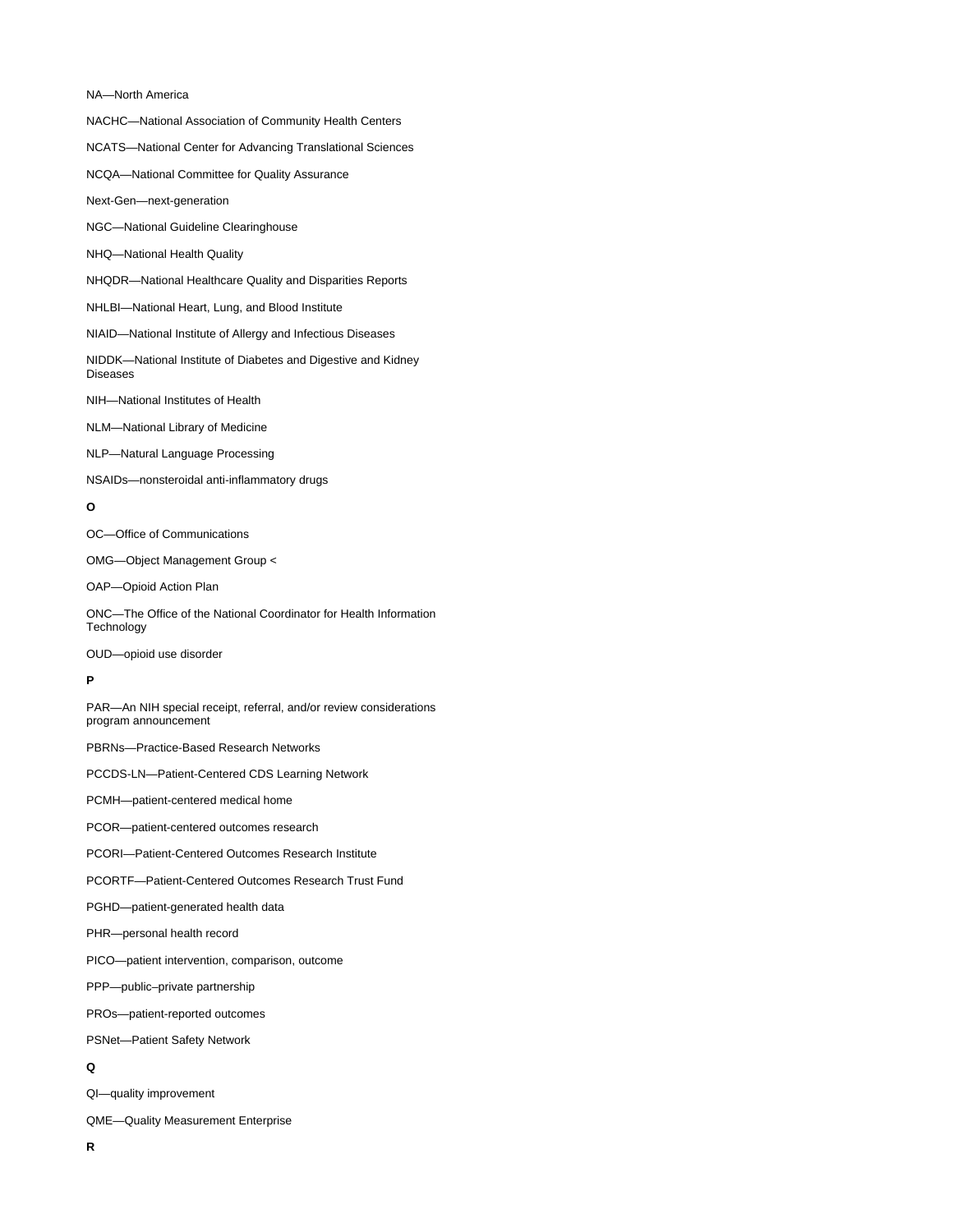NA—North America

NACHC—National Association of Community Health Centers

NCATS—National Center for Advancing Translational Sciences

NCQA—National Committee for Quality Assurance

Next-Gen—next-generation

NGC—National Guideline Clearinghouse

NHQ—National Health Quality

NHQDR—National Healthcare Quality and Disparities Reports

NHLBI—National Heart, Lung, and Blood Institute

NIAID—National Institute of Allergy and Infectious Diseases

NIDDK—National Institute of Diabetes and Digestive and Kidney Diseases

NIH—National Institutes of Health

NLM—National Library of Medicine

NLP—Natural Language Processing

NSAIDs—nonsteroidal anti-inflammatory drugs

**O**

OC—Office of Communications

OMG—Object Management Group <

OAP—Opioid Action Plan

ONC—The Office of the National Coordinator for Health Information Technology

OUD—opioid use disorder

**P**

PAR—An NIH special receipt, referral, and/or review considerations program announcement

PBRNs—Practice-Based Research Networks

PCCDS-LN—Patient-Centered CDS Learning Network

PCMH—patient-centered medical home

PCOR—patient-centered outcomes research

PCORI—Patient-Centered Outcomes Research Institute

PCORTF—Patient-Centered Outcomes Research Trust Fund

PGHD—patient-generated health data

PHR—personal health record

PICO—patient intervention, comparison, outcome

PPP—public–private partnership

PROs—patient-reported outcomes

PSNet—Patient Safety Network

**Q**

QI—quality improvement

QME—Quality Measurement Enterprise

**R**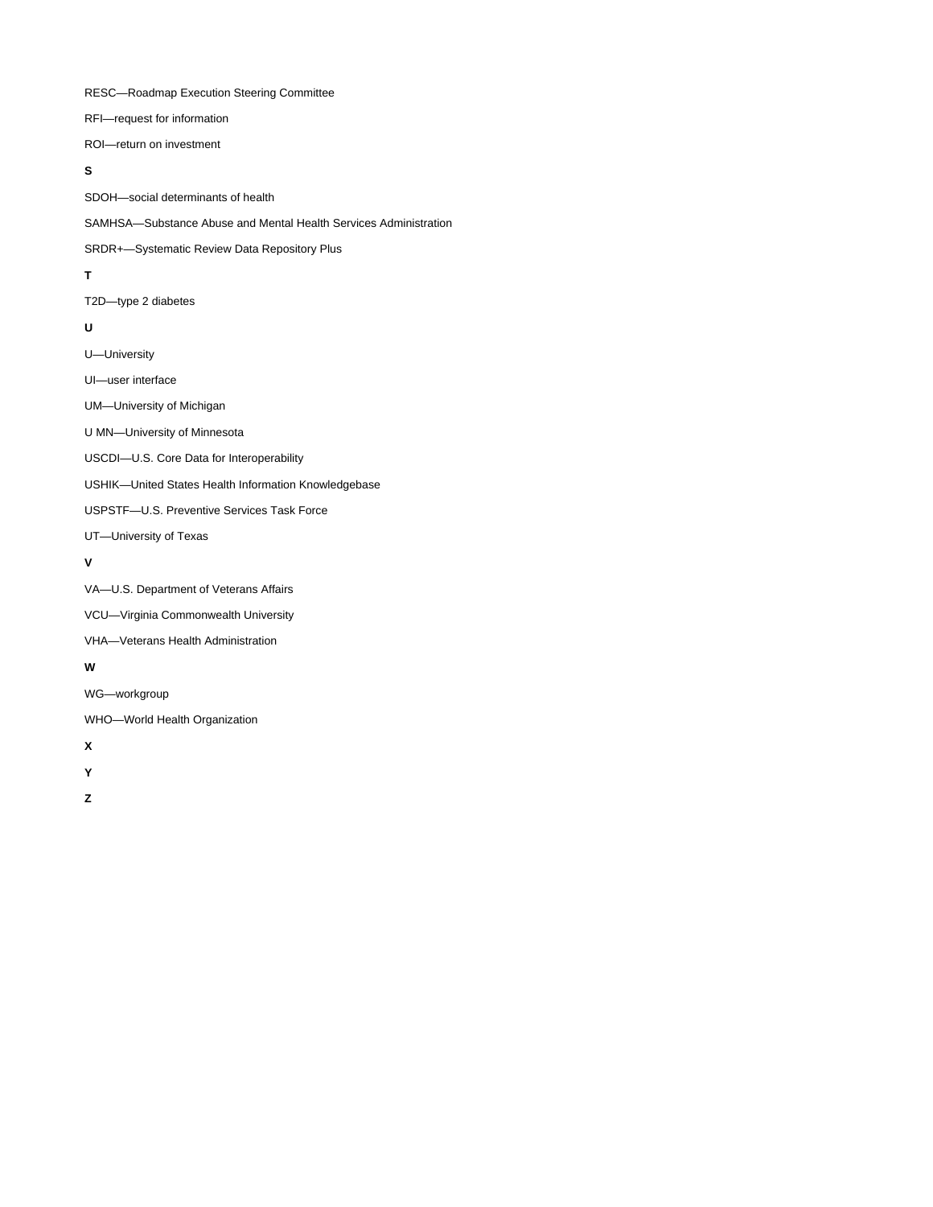RESC—Roadmap Execution Steering Committee

RFI—request for information

ROI—return on investment

**S**

SDOH—social determinants of health

SAMHSA—Substance Abuse and Mental Health Services Administration

SRDR+—Systematic Review Data Repository Plus

**T**

T2D—type 2 diabetes

**U**

U—University

UI—user interface

UM—University of Michigan

U MN—University of Minnesota

USCDI—U.S. Core Data for Interoperability

USHIK—United States Health Information Knowledgebase

USPSTF—U.S. Preventive Services Task Force

UT—University of Texas

**V**

VA—U.S. Department of Veterans Affairs

VCU—Virginia Commonwealth University

VHA—Veterans Health Administration

**W**

WG—workgroup

WHO—World Health Organization

**X**

**Y**

**Z**